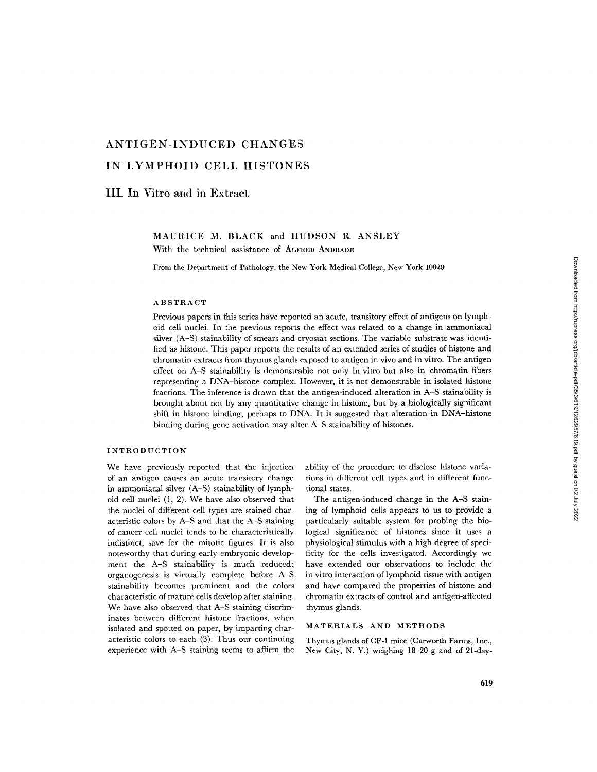# ANTIGEN-INDUCED CHANGES IN LYMPHOID CELL HISTONES

## III. In Vitro and in Extract

MAURICE M. BLACK and HUDSON R. ANSLEY

With the technical assistance of ALFRED ANDRADE

From the Department of Pathology, the New York Medical College, New York 10029

### ABSTRACT

Previous papers in this series have reported an acute, transitory effect of antigens on lymphoid cell nuclei. In the previous reports the effect was related to a change in ammoniacal silver (A–S) stainability of smears and cryostat sections. The variable substrate was identified as histone. This paper reports the results of an extended series of studies of histone and chromatin extracts from thymus glands exposed to antigen in vivo and in vitro. The antigen effect on A–S stainability is demonstrable not only in vitro but also in chromatin fibers representing a DNA–histone complex. However, it is not demonstrable in isolated histone fractions. The inference is drawn that the antigen-induced alteration in A–S stainability is brought about not by any quantitative change in histone, but by a biologically significant shift in histone binding, perhaps to DNA. It is suggested that alteration in DNA–histone binding during gene activation may alter A–S stainability of histones.

### INTRODUCTION

We have previously reported that the injection of an antigen causes an acute transitory change in ammoniacal silver (A–S) stainability of lymphoid cell nuclei (1, 2). We have also observed that the nuclei of different cell types are stained characteristic colors by A–S and that the A–S staining of cancer cell nuclei tends to be characteristically indistinct, save for the mitotic figures. It is also noteworthy that during early embryonic development the A–S stainability is much reduced; organogenesis is virtually complete before A–S stainability becomes prominent and the colors characteristic of mature cells develop after staining. We have also observed that A–S staining discriminates between different histone fractions, when isolated and spotted on paper, by imparting characteristic colors to each (3). Thus our continuing experience with A–S staining seems to affirm the ability of the procedure to disclose histone variations in different cell types and in different functional states.

The antigen-induced change in the A–S staining of lymphoid cells appears to us to provide a particularly suitable system for probing the biological significance of histones since it uses a physiological stimulus with a high degree of specificity for the cells investigated. Accordingly we have extended our observations to include the in vitro interaction of lymphoid tissue with antigen and have compared the properties of histone and chromatin extracts of control and antigen-affected thymus glands.

### MATERIALS AND METHODS

Thymus glands of CF-1 mice (Carworth Farms, Inc., New City, N. Y.) weighing 18–20 g and of 21-day-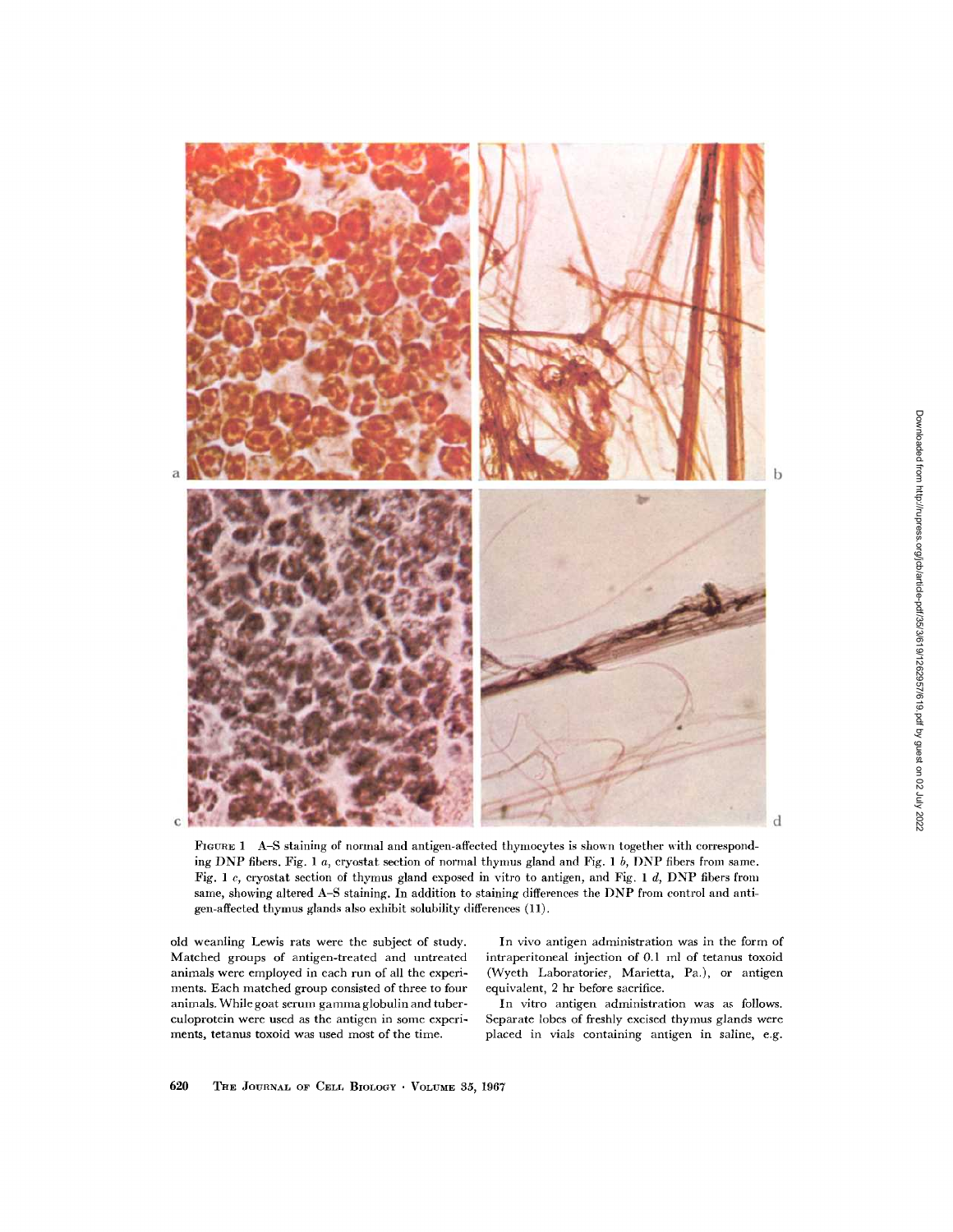FIGURE 1 A–S staining of normal and antigen-affected thymocytes is shown together with corresponding DNP fibers. Fig. 1 *a*, cryostat section of normal thymus gland and Fig. 1 *b*, DNP fibers from same. Fig. 1 *c*, cryostat section of thymus gland exposed in vitro to antigen, and Fig. 1 *d*, DNP fibers from same, showing altered A–S staining. In addition to staining differences the DNP from control and antigen-affected thymus glands also exhibit solubility differences (11).

old weanling Lewis rats were the subject of study. Matched groups of antigen-treated and untreated animals were employed in each run of all the experiments. Each matched group consisted of three to four animals. While goat serum gamma globulin and tuberculoprotein were used as the antigen in some experiments, tetanus toxoid was used most of the time.

In vivo antigen administration was in the form of intraperitoneal injection of 0.1 ml of tetanus toxoid (Wyeth Laboratories, Marietta, Pa.), or antigen equivalent, 2 hr before sacrifice.

In vitro antigen administration was as follows. Separate lobes of freshly excised thymus glands were placed in vials containing antigen in saline, e.g.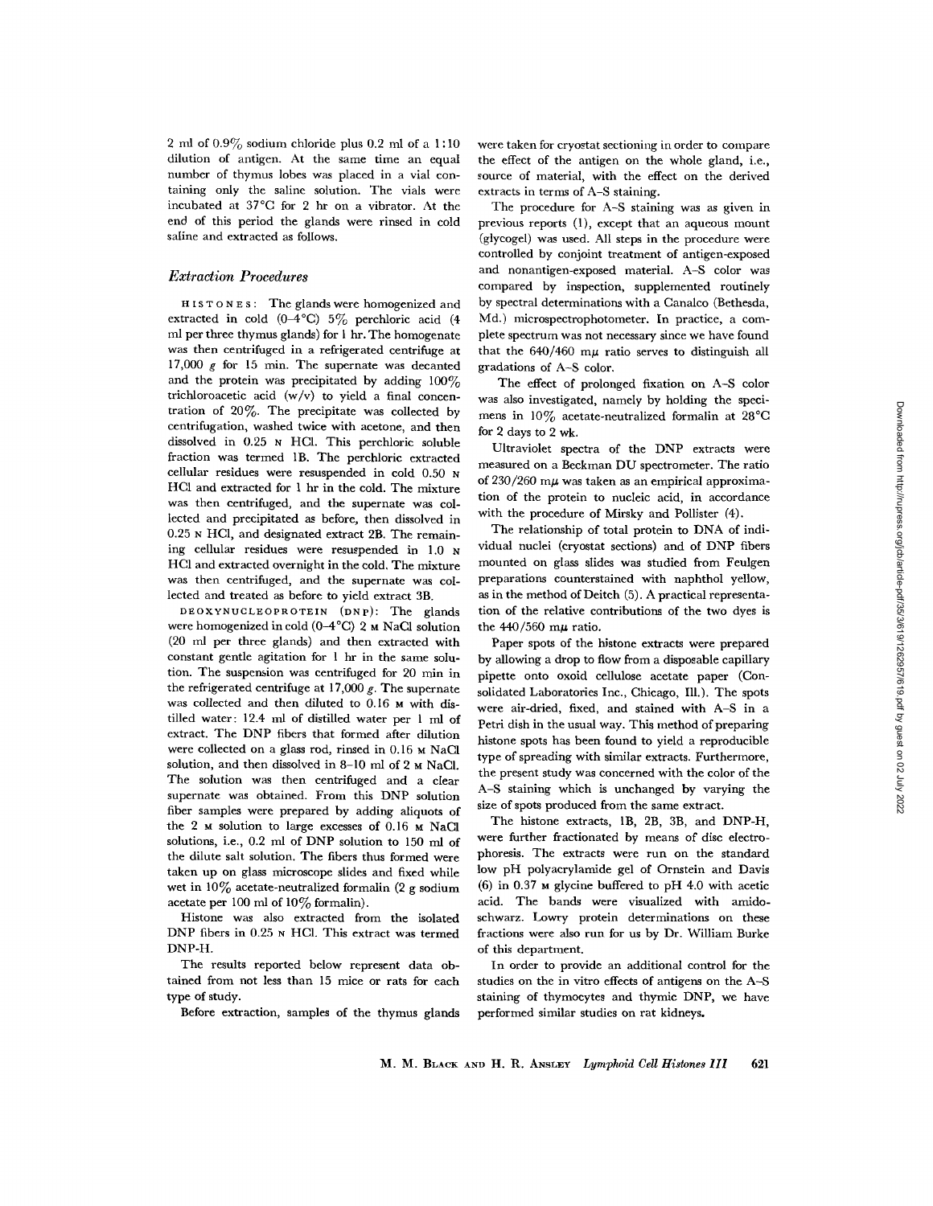2 ml of 0.9% sodium chloride plus 0.2 ml of a 1:10 dilution of antigen. At the same time an equal number of thymus lobes was placed in a vial containing only the saline solution. The vials were incubated at 37°C for 2 hr on a vibrator. At the end of this period the glands were rinsed in cold saline and extracted as follows.

### *Extraction Procedures*

HISTONES: The glands were homogenized and extracted in cold (0–4°C) 5% perchloric acid (4 ml per three thymus glands) for 1 hr. The homogenate was then centrifuged in a refrigerated centrifuge at 17,000 *g* for 15 min. The supernate was decanted and the protein was precipitated by adding 100% trichloroacetic acid (w/v) to yield a final concentration of 20%. The precipitate was collected by centrifugation, washed twice with acetone, and then dissolved in 0.25 N HCl. This perchloric soluble fraction was termed 1B. The perchloric extracted cellular residues were resuspended in cold 0.50 N HCl and extracted for 1 hr in the cold. The mixture was then centrifuged, and the supernate was collected and precipitated as before, then dissolved in 0.25 N HCl, and designated extract 2B. The remaining cellular residues were resuspended in 1.0 N HCl and extracted overnight in the cold. The mixture was then centrifuged, and the supernate was collected and treated as before to yield extract 3B.

DEOXYNUCLEOPROTEIN (DNP): The glands were homogenized in cold (0–4°C) 2 M NaCl solution (20 ml per three glands) and then extracted with constant gentle agitation for 1 hr in the same solution. The suspension was centrifuged for 20 min in the refrigerated centrifuge at 17,000 *g*. The supernate was collected and then diluted to 0.16 M with distilled water: 12.4 ml of distilled water per 1 ml of extract. The DNP fibers that formed after dilution were collected on a glass rod, rinsed in 0.16 M NaCl solution, and then dissolved in 8–10 ml of 2 M NaCl. The solution was then centrifuged and a clear supernate was obtained. From this DNP solution fiber samples were prepared by adding aliquots of the 2 M solution to large excesses of 0.16 M NaCl solutions, i.e., 0.2 ml of DNP solution to 150 ml of the dilute salt solution. The fibers thus formed were taken up on glass microscope slides and fixed while wet in 10% acetate-neutralized formalin (2 g sodium acetate per 100 ml of 10% formalin).

Histone was also extracted from the isolated DNP fibers in 0.25 N HCl. This extract was termed DNP-H.

The results reported below represent data obtained from not less than 15 mice or rats for each type of study.

Before extraction, samples of the thymus glands were taken for cryostat sectioning in order to compare the effect of the antigen on the whole gland, i.e., source of material, with the effect on the derived extracts in terms of A–S staining.

The procedure for A–S staining was as given in previous reports (1), except that an aqueous mount (glycogel) was used. All steps in the procedure were controlled by conjoint treatment of antigen-exposed and nonantigen-exposed material. A–S color was compared by inspection, supplemented routinely by spectral determinations with a Canalco (Bethesda, Md.) microspectrophotometer. In practice, a complete spectrum was not necessary since we have found that the 640/460 mμ ratio serves to distinguish all gradations of A–S color.

The effect of prolonged fixation on A–S color was also investigated, namely by holding the specimens in 10% acetate-neutralized formalin at 28°C for 2 days to 2 wk.

Ultraviolet spectra of the DNP extracts were measured on a Beckman DU spectrometer. The ratio of 230/260 mμ was taken as an empirical approximation of the protein to nucleic acid, in accordance with the procedure of Mirsky and Pollister (4).

The relationship of total protein to DNA of individual nuclei (cryostat sections) and of DNP fibers mounted on glass slides was studied from Feulgen preparations counterstained with naphthol yellow, as in the method of Deitch (5). A practical representation of the relative contributions of the two dyes is the 440/560 mμ ratio.

Paper spots of the histone extracts were prepared by allowing a drop to flow from a disposable capillary pipette onto oxoid cellulose acetate paper (Consolidated Laboratories Inc., Chicago, Ill.). The spots were air-dried, fixed, and stained with A–S in a Petri dish in the usual way. This method of preparing histone spots has been found to yield a reproducible type of spreading with similar extracts. Furthermore, the present study was concerned with the color of the A–S staining which is unchanged by varying the size of spots produced from the same extract.

The histone extracts, 1B, 2B, 3B, and DNP-H, were further fractionated by means of disc electrophoresis. The extracts were run on the standard low pH polyacrylamide gel of Ornstein and Davis (6) in 0.37 M glycine buffered to pH 4.0 with acetic acid. The bands were visualized with amidoschwarz. Lowry protein determinations on these fractions were also run for us by Dr. William Burke of this department.

In order to provide an additional control for the studies on the in vitro effects of antigens on the A–S staining of thymocytes and thymic DNP, we have performed similar studies on rat kidneys.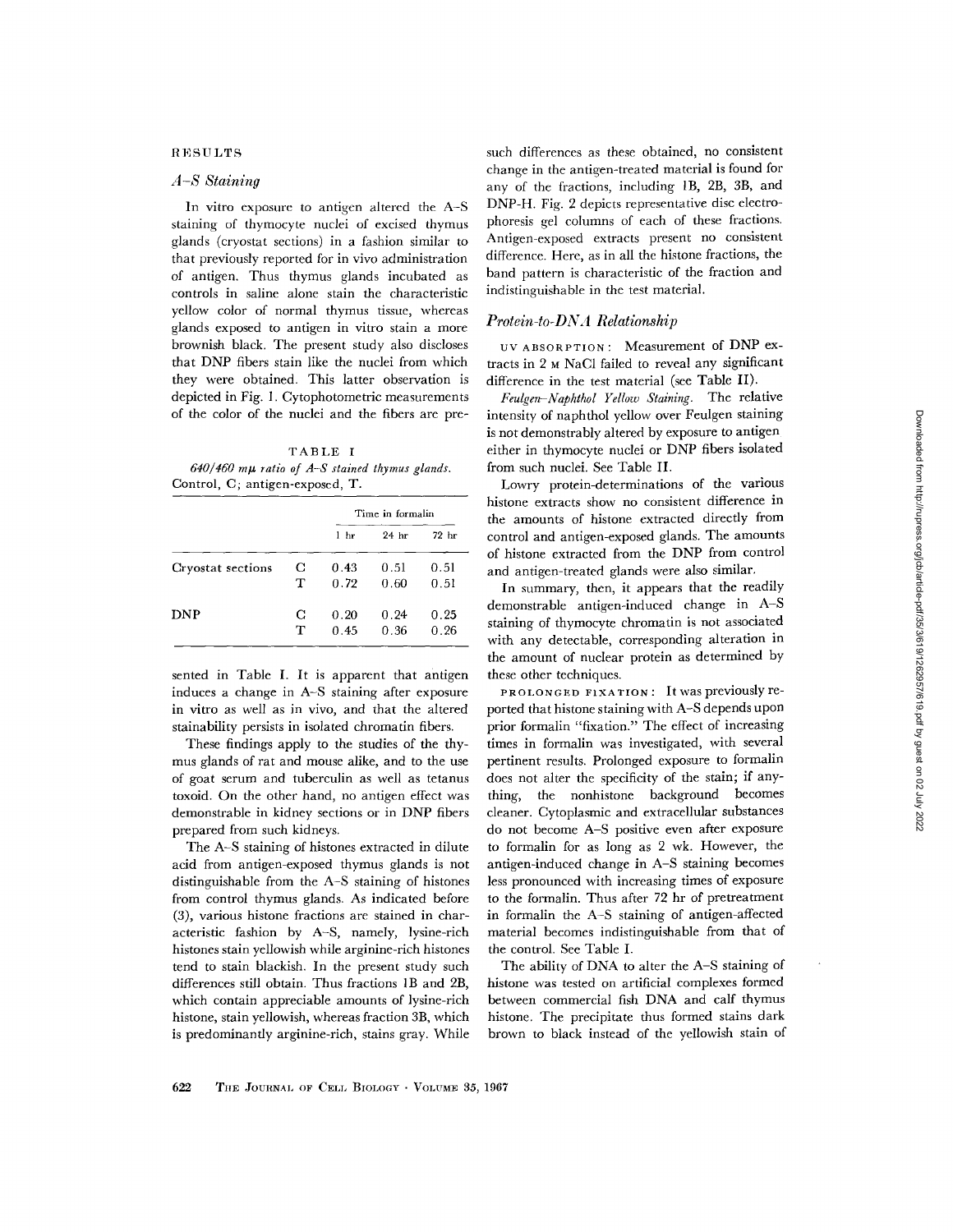## RESULTS

### A–S Staining

In vitro exposure to antigen altered the A–S staining of thymocyte nuclei of excised thymus glands (cryostat sections) in a fashion similar to that previously reported for in vivo administration of antigen. Thus thymus glands incubated as controls in saline alone stain the characteristic yellow color of normal thymus tissue, whereas glands exposed to antigen in vitro stain a more brownish black. The present study also discloses that DNP fibers stain like the nuclei from which they were obtained. This latter observation is depicted in Fig. 1. Cytophotometric measurements of the color of the nuclei and the fibers are presented in Table I. It is apparent that antigen induces a change in A–S staining after exposure in vitro as well as in vivo, and that the altered stainability persists in isolated chromatin fibers.

TABLE I

*640/460 mμ ratio of A–S stained thymus glands.* Control, C; antigen-exposed, T.

| | | Time in formalin | | |
|---|---|---|---|---|
| | | 1 hr | 24 hr | 72 hr |
| Cryostat sections | C | 0.43 | 0.51 | 0.51 |
| | T | 0.72 | 0.60 | 0.51 |
| DNP | C | 0.20 | 0.24 | 0.25 |
| | T | 0.45 | 0.36 | 0.26 |

These findings apply to the studies of the thymus glands of rat and mouse alike, and to the use of goat serum and tuberculin as well as tetanus toxoid. On the other hand, no antigen effect was demonstrable in kidney sections or in DNP fibers prepared from such kidneys.

The A–S staining of histones extracted in dilute acid from antigen-exposed thymus glands is not distinguishable from the A–S staining of histones from control thymus glands. As indicated before (3), various histone fractions are stained in characteristic fashion by A–S, namely, lysine-rich histones stain yellowish while arginine-rich histones tend to stain blackish. In the present study such differences still obtain. Thus fractions 1B and 2B, which contain appreciable amounts of lysine-rich histone, stain yellowish, whereas fraction 3B, which is predominantly arginine-rich, stains gray. While such differences as these obtained, no consistent change in the antigen-treated material is found for any of the fractions, including 1B, 2B, 3B, and DNP-H. Fig. 2 depicts representative disc electrophoresis gel columns of each of these fractions. Antigen-exposed extracts present no consistent difference. Here, as in all the histone fractions, the band pattern is characteristic of the fraction and indistinguishable in the test material.

### Protein-to-DNA Relationship

UV ABSORPTION: Measurement of DNP extracts in 2 M NaCl failed to reveal any significant difference in the test material (see Table II).

*Feulgen–Naphthol Yellow Staining.* The relative intensity of naphthol yellow over Feulgen staining is not demonstrably altered by exposure to antigen either in thymocyte nuclei or DNP fibers isolated from such nuclei. See Table II.

Lowry protein-determinations of the various histone extracts show no consistent difference in the amounts of histone extracted directly from control and antigen-exposed glands. The amounts of histone extracted from the DNP from control and antigen-treated glands were also similar.

In summary, then, it appears that the readily demonstrable antigen-induced change in A–S staining of thymocyte chromatin is not associated with any detectable, corresponding alteration in the amount of nuclear protein as determined by these other techniques.

PROLONGED FIXATION: It was previously reported that histone staining with A–S depends upon prior formalin "fixation." The effect of increasing times in formalin was investigated, with several pertinent results. Prolonged exposure to formalin does not alter the specificity of the stain; if anything, the nonhistone background becomes cleaner. Cytoplasmic and extracellular substances do not become A–S positive even after exposure to formalin for as long as 2 wk. However, the antigen-induced change in A–S staining becomes less pronounced with increasing times of exposure to the formalin. Thus after 72 hr of pretreatment in formalin the A–S staining of antigen-affected material becomes indistinguishable from that of the control. See Table I.

The ability of DNA to alter the A–S staining of histone was tested on artificial complexes formed between commercial fish DNA and calf thymus histone. The precipitate thus formed stains dark brown to black instead of the yellowish stain of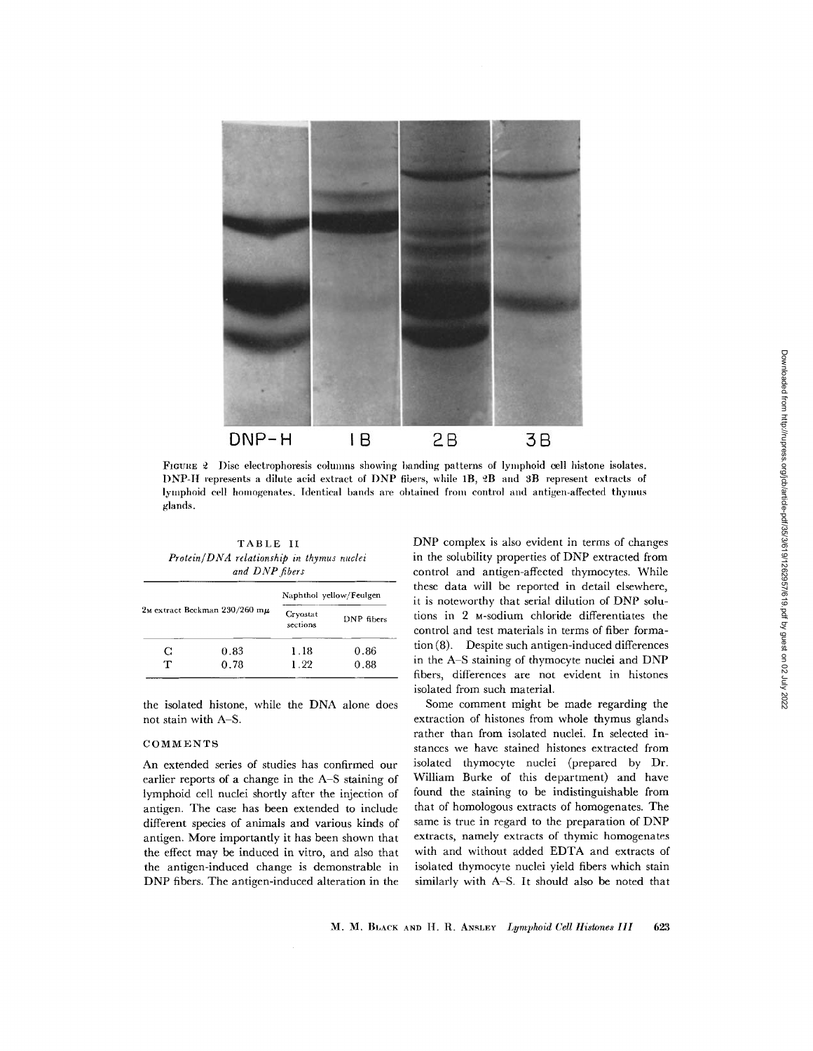FIGURE 2 Disc electrophoresis columns showing banding patterns of lymphoid cell histone isolates. DNP-H represents a dilute acid extract of DNP fibers, while 1B, 2B and 3B represent extracts of lymphoid cell homogenates. Identical bands are obtained from control and antigen-affected thymus glands.

TABLE II
*Protein/DNA relationship in thymus nuclei and DNP fibers*

| 2M extract Beckman 230/260 mμ | | Naphthol yellow/Feulgen | |
|---|---|---|---|
| | | Cryostat sections | DNP fibers |
| C | 0.83 | 1.18 | 0.86 |
| T | 0.78 | 1.22 | 0.88 |

the isolated histone, while the DNA alone does not stain with A–S.

## COMMENTS

An extended series of studies has confirmed our earlier reports of a change in the A–S staining of lymphoid cell nuclei shortly after the injection of antigen. The case has been extended to include different species of animals and various kinds of antigen. More importantly it has been shown that the effect may be induced in vitro, and also that the antigen-induced change is demonstrable in DNP fibers. The antigen-induced alteration in the DNP complex is also evident in terms of changes in the solubility properties of DNP extracted from control and antigen-affected thymocytes. While these data will be reported in detail elsewhere, it is noteworthy that serial dilution of DNP solutions in 2 M-sodium chloride differentiates the control and test materials in terms of fiber formation (8). Despite such antigen-induced differences in the A–S staining of thymocyte nuclei and DNP fibers, differences are not evident in histones isolated from such material.

Some comment might be made regarding the extraction of histones from whole thymus glands rather than from isolated nuclei. In selected instances we have stained histones extracted from isolated thymocyte nuclei (prepared by Dr. William Burke of this department) and have found the staining to be indistinguishable from that of homologous extracts of homogenates. The same is true in regard to the preparation of DNP extracts, namely extracts of thymic homogenates with and without added EDTA and extracts of isolated thymocyte nuclei yield fibers which stain similarly with A–S. It should also be noted that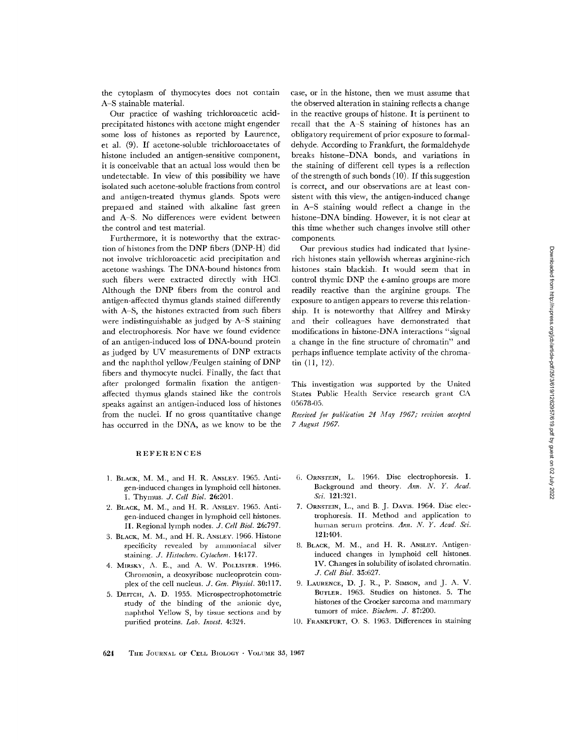the cytoplasm of thymocytes does not contain A–S stainable material.

Our practice of washing trichloroacetic acid-precipitated histones with acetone might engender some loss of histones as reported by Laurence, et al. (9). If acetone-soluble trichloroacetates of histone included an antigen-sensitive component, it is conceivable that an actual loss would then be undetectable. In view of this possibility we have isolated such acetone-soluble fractions from control and antigen-treated thymus glands. Spots were prepared and stained with alkaline fast green and A–S. No differences were evident between the control and test material.

Furthermore, it is noteworthy that the extraction of histones from the DNP fibers (DNP-H) did not involve trichloroacetic acid precipitation and acetone washings. The DNA-bound histones from such fibers were extracted directly with HCl. Although the DNP fibers from the control and antigen-affected thymus glands stained differently with A–S, the histones extracted from such fibers were indistinguishable as judged by A–S staining and electrophoresis. Nor have we found evidence of an antigen-induced loss of DNA-bound protein as judged by UV measurements of DNP extracts and the naphthol yellow/Feulgen staining of DNP fibers and thymocyte nuclei. Finally, the fact that after prolonged formalin fixation the antigen-affected thymus glands stained like the controls speaks against an antigen-induced loss of histones from the nuclei. If no gross quantitative change has occurred in the DNA, as we know to be the case, or in the histone, then we must assume that the observed alteration in staining reflects a change in the reactive groups of histone. It is pertinent to recall that the A–S staining of histones has an obligatory requirement of prior exposure to formaldehyde. According to Frankfurt, the formaldehyde breaks histone–DNA bonds, and variations in the staining of different cell types is a reflection of the strength of such bonds (10). If this suggestion is correct, and our observations are at least consistent with this view, the antigen-induced change in A–S staining would reflect a change in the histone–DNA binding. However, it is not clear at this time whether such changes involve still other components.

Our previous studies had indicated that lysine-rich histones stain yellowish whereas arginine-rich histones stain blackish. It would seem that in control thymic DNP the $\epsilon$-amino groups are more readily reactive than the arginine groups. The exposure to antigen appears to reverse this relationship. It is noteworthy that Allfrey and Mirsky and their colleagues have demonstrated that modifications in histone-DNA interactions "signal a change in the fine structure of chromatin" and perhaps influence template activity of the chromatin (11, 12).

This investigation was supported by the United States Public Health Service research grant CA 05678-05.

*Received for publication 24 May 1967; revision accepted 7 August 1967.*

## REFERENCES

1. Black, M. M., and H. R. Ansley. 1965. Antigen-induced changes in lymphoid cell histones. I. Thymus. *J. Cell Biol.* **26**:201.
2. Black, M. M., and H. R. Ansley. 1965. Antigen-induced changes in lymphoid cell histones. II. Regional lymph nodes. *J. Cell Biol.* **26**:797.
3. Black, M. M., and H. R. Ansley. 1966. Histone specificity revealed by ammoniacal silver staining. *J. Histochem. Cytochem.* **14**:177.
4. Mirsky, A. E., and A. W. Pollister. 1946. Chromosin, a deoxyribose nucleoprotein complex of the cell nucleus. *J. Gen. Physiol.* **30**:117.
5. Deitch, A. D. 1955. Microspectrophotometric study of the binding of the anionic dye, naphthol Yellow S, by tissue sections and by purified proteins. *Lab. Invest.* **4**:324.
6. Ornstein, L. 1964. Disc electrophoresis. I. Background and theory. *Ann. N. Y. Acad. Sci.* **121**:321.
7. Ornstein, L., and B. J. Davis. 1964. Disc electrophoresis. II. Method and application to human serum proteins. *Ann. N. Y. Acad. Sci.* **121**:404.
8. Black, M. M., and H. R. Ansley. Antigen-induced changes in lymphoid cell histones. IV. Changes in solubility of isolated chromatin. *J. Cell Biol.* **35**:627.
9. Laurence, D. J. R., P. Simson, and J. A. V. Butler. 1963. Studies on histones. 5. The histones of the Crocker sarcoma and mammary tumors of mice. *Biochem. J.* **87**:200.
10. Frankfurt, O. S. 1963. Differences in staining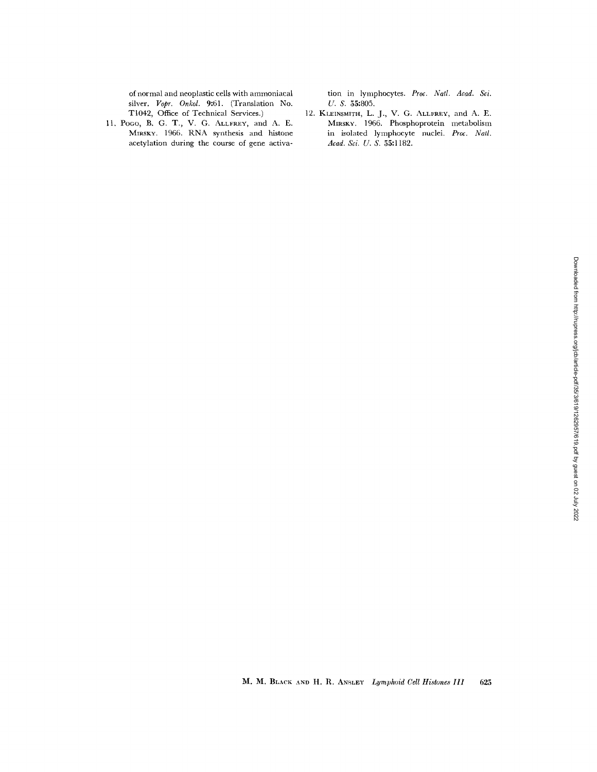of normal and neoplastic cells with ammoniacal silver. *Vopr. Onkol.* 9:61. (Translation No. T1042, Office of Technical Services.)

11. Pogo, B. G. T., V. G. Allfrey, and A. E. Mirsky. 1966. RNA synthesis and histone acetylation during the course of gene activation in lymphocytes. *Proc. Natl. Acad. Sci. U. S.* 55:805.
12. Kleinsmith, L. J., V. G. Allfrey, and A. E. Mirsky. 1966. Phosphoprotein metabolism in isolated lymphocyte nuclei. *Proc. Natl. Acad. Sci. U. S.* 55:1182.